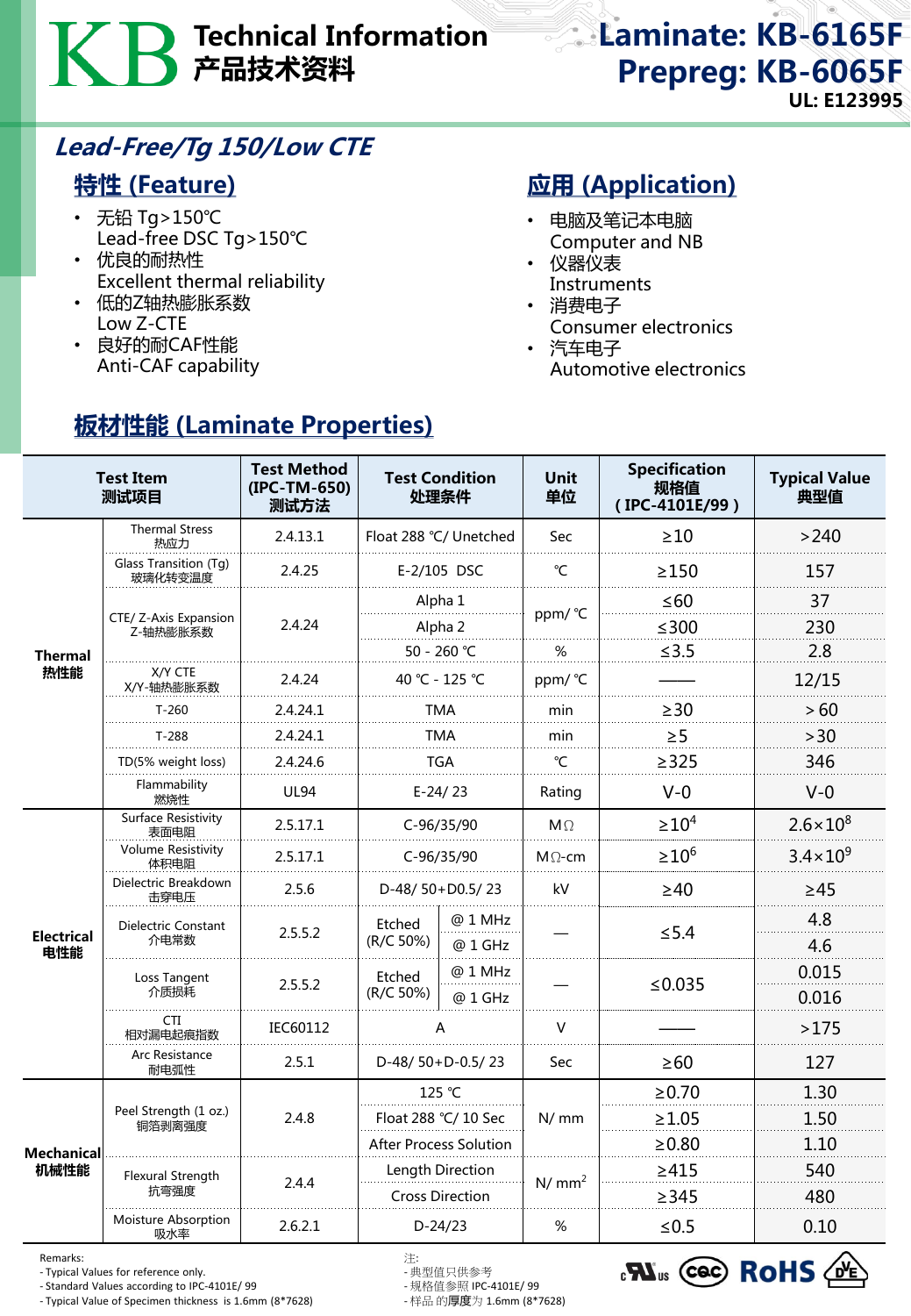# KB Technical Information 产品技术资料

**Laminate: KB-6165F**
**Prepreg: KB-6065F**
**UL: E123995**

## *Lead-Free/Tg 150/Low CTE*

## 特性 (Feature)

- 无铅 Tg>150℃
  Lead-free DSC Tg>150℃
- 优良的耐热性
  Excellent thermal reliability
- 低的Z轴热膨胀系数
  Low Z-CTE
- 良好的耐CAF性能
  Anti-CAF capability

## 应用 (Application)

- 电脑及笔记本电脑
  Computer and NB
- 仪器仪表
  Instruments
- 消费电子
  Consumer electronics
- 汽车电子
  Automotive electronics

## 板材性能 (Laminate Properties)

| Test Item 测试项目 | | Test Method (IPC-TM-650) 测试方法 | Test Condition 处理条件 | | Unit 单位 | Specification 规格值 (IPC-4101E/99) | Typical Value 典型值 |
|---|---|---|---|---|---|---|---|
| Thermal 热性能 | Thermal Stress 热应力 | 2.4.13.1 | Float 288 ℃/ Unetched | | Sec | ≥10 | >240 |
| | Glass Transition (Tg) 玻璃化转变温度 | 2.4.25 | E-2/105 DSC | | ℃ | ≥150 | 157 |
| | CTE/ Z-Axis Expansion Z-轴热膨胀系数 | 2.4.24 | Alpha 1 | | ppm/ ℃ | ≤60 | 37 |
| | | | Alpha 2 | | | ≤300 | 230 |
| | | | 50 - 260 ℃ | | % | ≤3.5 | 2.8 |
| | X/Y CTE X/Y-轴热膨胀系数 | 2.4.24 | 40 ℃ - 125 ℃ | | ppm/ ℃ | —— | 12/15 |
| | T-260 | 2.4.24.1 | TMA | | min | ≥30 | > 60 |
| | T-288 | 2.4.24.1 | TMA | | min | ≥5 | >30 |
| | TD(5% weight loss) | 2.4.24.6 | TGA | | ℃ | ≥325 | 346 |
| | Flammability 燃烧性 | UL94 | E-24/ 23 | | Rating | V-0 | V-0 |
| Electrical 电性能 | Surface Resistivity 表面电阻 | 2.5.17.1 | C-96/35/90 | | MΩ | $\geq 10^4$ | $2.6\times10^8$ |
| | Volume Resistivity 体积电阻 | 2.5.17.1 | C-96/35/90 | | MΩ-cm | $\geq 10^6$ | $3.4\times10^9$ |
| | Dielectric Breakdown 击穿电压 | 2.5.6 | D-48/ 50+D0.5/ 23 | | kV | ≥40 | ≥45 |
| | Dielectric Constant 介电常数 | 2.5.5.2 | Etched (R/C 50%) | @ 1 MHz | — | ≤5.4 | 4.8 |
| | | | | @ 1 GHz | | | 4.6 |
| | Loss Tangent 介质损耗 | 2.5.5.2 | Etched (R/C 50%) | @ 1 MHz | — | ≤0.035 | 0.015 |
| | | | | @ 1 GHz | | | 0.016 |
| | CTI 相对漏电起痕指数 | IEC60112 | A | | V | —— | >175 |
| | Arc Resistance 耐电弧性 | 2.5.1 | D-48/ 50+D-0.5/ 23 | | Sec | ≥60 | 127 |
| Mechanical 机械性能 | Peel Strength (1 oz.) 铜箔剥离强度 | 2.4.8 | 125 ℃ | | N/ mm | ≥0.70 | 1.30 |
| | | | Float 288 ℃/ 10 Sec | | | ≥1.05 | 1.50 |
| | | | After Process Solution | | | ≥0.80 | 1.10 |
| | Flexural Strength 抗弯强度 | 2.4.4 | Length Direction | | $N/mm^2$ | ≥415 | 540 |
| | | | Cross Direction | | | ≥345 | 480 |
| | Moisture Absorption 吸水率 | 2.6.2.1 | D-24/23 | | % | ≤0.5 | 0.10 |

Remarks:
- Typical Values for reference only.
- Standard Values according to IPC-4101E/ 99
- Typical Value of Specimen thickness is 1.6mm (8*7628)

注:
- 典型值只供参考
- 规格值参照 IPC-4101E/ 99
- 样品 的**厚度**为 1.6mm (8*7628)

c UL us CQC RoHS VDE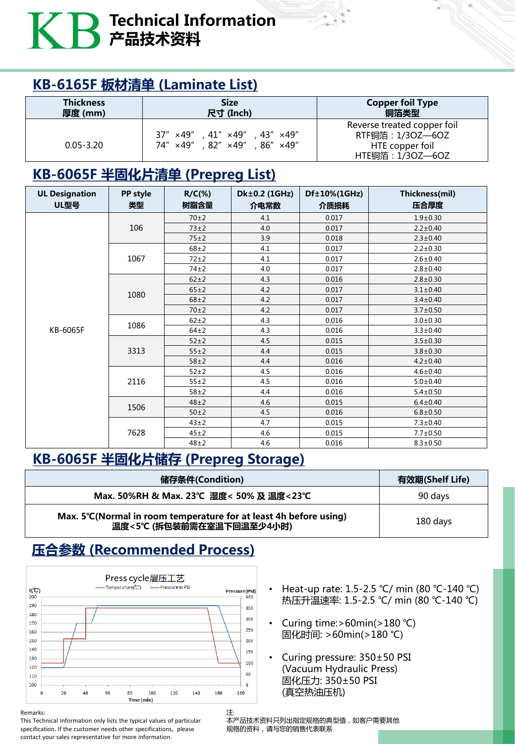# KB Technical Information 产品技术资料

## KB-6165F 板材清单 (Laminate List)

| Thickness 厚度 (mm) | Size 尺寸 (Inch) | Copper foil Type 铜箔类型 |
|---|---|---|
| 0.05-3.20 | 37″ ×49″ ，41″ ×49″ ，43″ ×49″ 74″ ×49″ ，82″ ×49″ ，86″ ×49″ | Reverse treated copper foil RTF铜箔：1/3OZ—6OZ HTE copper foil HTE铜箔：1/3OZ—6OZ |

## KB-6065F 半固化片清单 (Prepreg List)

| UL Designation UL型号 | PP style 类型 | R/C(%) 树脂含量 | Dk±0.2 (1GHz) 介电常数 | Df±10%(1GHz) 介质损耗 | Thickness(mil) 压合厚度 |
|---|---|---|---|---|---|
| KB-6065F | 106 | 70±2 | 4.1 | 0.017 | 1.9±0.30 |
| | | 73±2 | 4.0 | 0.017 | 2.2±0.40 |
| | | 75±2 | 3.9 | 0.018 | 2.3±0.40 |
| | 1067 | 68±2 | 4.1 | 0.017 | 2.2±0.30 |
| | | 72±2 | 4.1 | 0.017 | 2.6±0.40 |
| | | 74±2 | 4.0 | 0.017 | 2.8±0.40 |
| | 1080 | 62±2 | 4.3 | 0.016 | 2.8±0.30 |
| | | 65±2 | 4.2 | 0.017 | 3.1±0.40 |
| | | 68±2 | 4.2 | 0.017 | 3.4±0.40 |
| | | 70±2 | 4.2 | 0.017 | 3.7±0.50 |
| | 1086 | 62±2 | 4.3 | 0.016 | 3.0±0.30 |
| | | 64±2 | 4.3 | 0.016 | 3.3±0.40 |
| | 3313 | 52±2 | 4.5 | 0.015 | 3.5±0.30 |
| | | 55±2 | 4.4 | 0.015 | 3.8±0.30 |
| | | 58±2 | 4.4 | 0.016 | 4.2±0.40 |
| | 2116 | 52±2 | 4.5 | 0.016 | 4.6±0.40 |
| | | 55±2 | 4.5 | 0.016 | 5.0±0.40 |
| | | 58±2 | 4.4 | 0.016 | 5.4±0.50 |
| | 1506 | 48±2 | 4.6 | 0.015 | 6.4±0.40 |
| | | 50±2 | 4.5 | 0.016 | 6.8±0.50 |
| | 7628 | 43±2 | 4.7 | 0.015 | 7.3±0.40 |
| | | 45±2 | 4.6 | 0.015 | 7.7±0.50 |
| | | 48±2 | 4.6 | 0.016 | 8.3±0.50 |

## KB-6065F 半固化片储存 (Prepreg Storage)

| 储存条件(Condition) | 有效期(Shelf Life) |
|---|---|
| Max. 50%RH & Max. 23℃ 湿度< 50% 及 温度<23℃ | 90 days |
| Max. 5℃(Normal in room temperature for at least 4h before using) 温度<5℃ (拆包装前需在室温下回温至少4小时) | 180 days |

## 压合参数 (Recommended Process)

Press cycle层压工艺

Temperature(℃) Pressure in PSI

T(℃)

200 190 180 170 160 150 140 130 120 110 100

Pressure(PSI)

400 350 300 250 200 150 100 50 0

0 20 40 60 80 100 120 140 160 180

Time(min)

- Heat-up rate: 1.5-2.5 ℃/ min (80 ℃-140 ℃)
  热压升温速率: 1.5-2.5 ℃/ min (80 ℃-140 ℃)
- Curing time:>60min(>180 ℃)
  固化时间: >60min(>180 ℃)
- Curing pressure: 350±50 PSI
  (Vacuum Hydraulic Press)
  固化压力: 350±50 PSI
  (真空热油压机)

Remarks:
This Technical Information only lists the typical values of particular specification. If the customer needs other specifications, please contact your sales representative for more information.

注:
本产品技术资料只列出指定规格的典型值，如客户需要其他规格的资料，请与您的销售代表联系